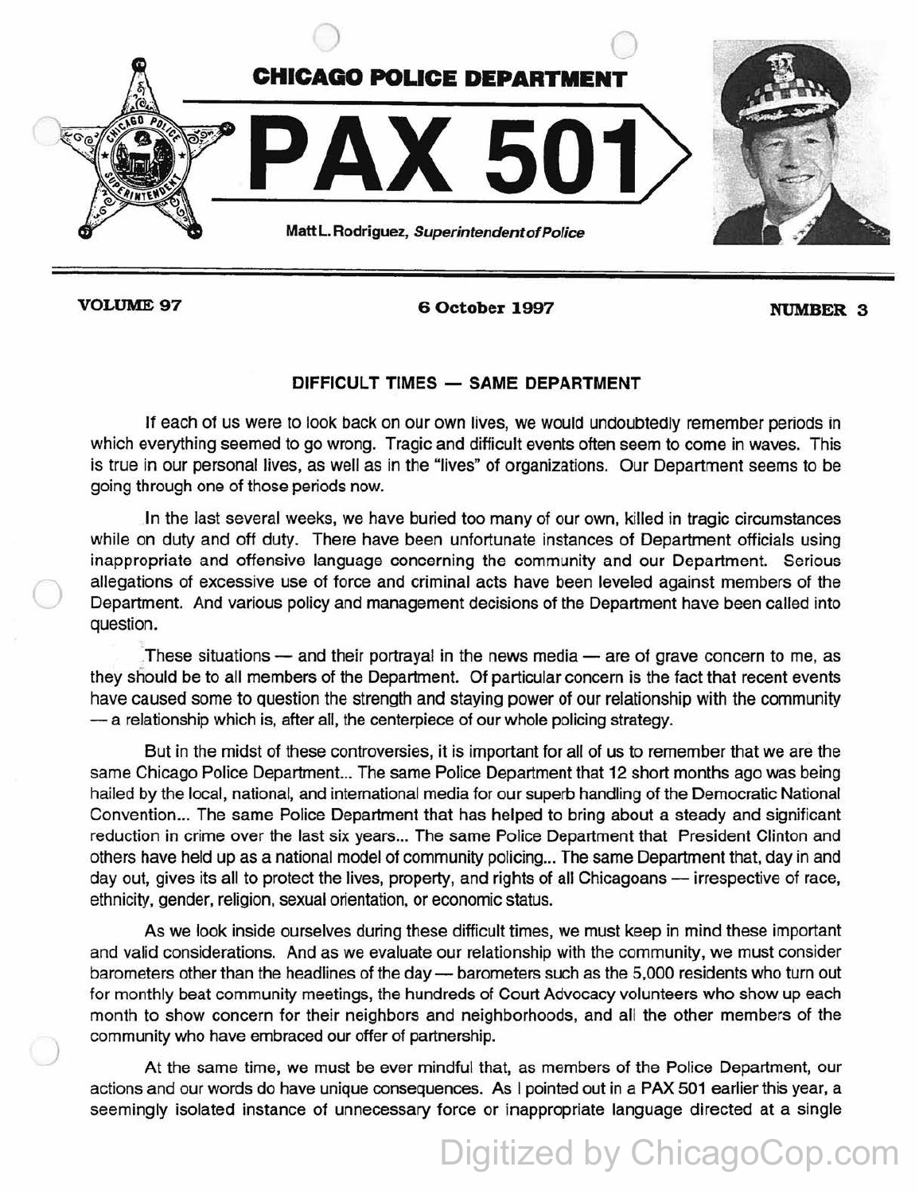CHICAGO POLICE DEPARTMENT

# PAX 501

Matt L. Rodriguez, *Superintendent of Police*

**VOLUME 97** | **6 October 1997** | **NUMBER 3**

## DIFFICULT TIMES — SAME DEPARTMENT

If each of us were to look back on our own lives, we would undoubtedly remember periods in which everything seemed to go wrong. Tragic and difficult events often seem to come in waves. This is true in our personal lives, as well as in the "lives" of organizations. Our Department seems to be going through one of those periods now.

In the last several weeks, we have buried too many of our own, killed in tragic circumstances while on duty and off duty. There have been unfortunate instances of Department officials using inappropriate and offensive language concerning the community and our Department. Serious allegations of excessive use of force and criminal acts have been leveled against members of the Department. And various policy and management decisions of the Department have been called into question.

These situations — and their portrayal in the news media — are of grave concern to me, as they should be to all members of the Department. Of particular concern is the fact that recent events have caused some to question the strength and staying power of our relationship with the community — a relationship which is, after all, the centerpiece of our whole policing strategy.

But in the midst of these controversies, it is important for all of us to remember that we are the same Chicago Police Department... The same Police Department that 12 short months ago was being hailed by the local, national, and international media for our superb handling of the Democratic National Convention... The same Police Department that has helped to bring about a steady and significant reduction in crime over the last six years... The same Police Department that President Clinton and others have held up as a national model of community policing... The same Department that, day in and day out, gives its all to protect the lives, property, and rights of all Chicagoans — irrespective of race, ethnicity, gender, religion, sexual orientation, or economic status.

As we look inside ourselves during these difficult times, we must keep in mind these important and valid considerations. And as we evaluate our relationship with the community, we must consider barometers other than the headlines of the day — barometers such as the 5,000 residents who turn out for monthly beat community meetings, the hundreds of Court Advocacy volunteers who show up each month to show concern for their neighbors and neighborhoods, and all the other members of the community who have embraced our offer of partnership.

At the same time, we must be ever mindful that, as members of the Police Department, our actions and our words do have unique consequences. As I pointed out in a PAX 501 earlier this year, a seemingly isolated instance of unnecessary force or inappropriate language directed at a single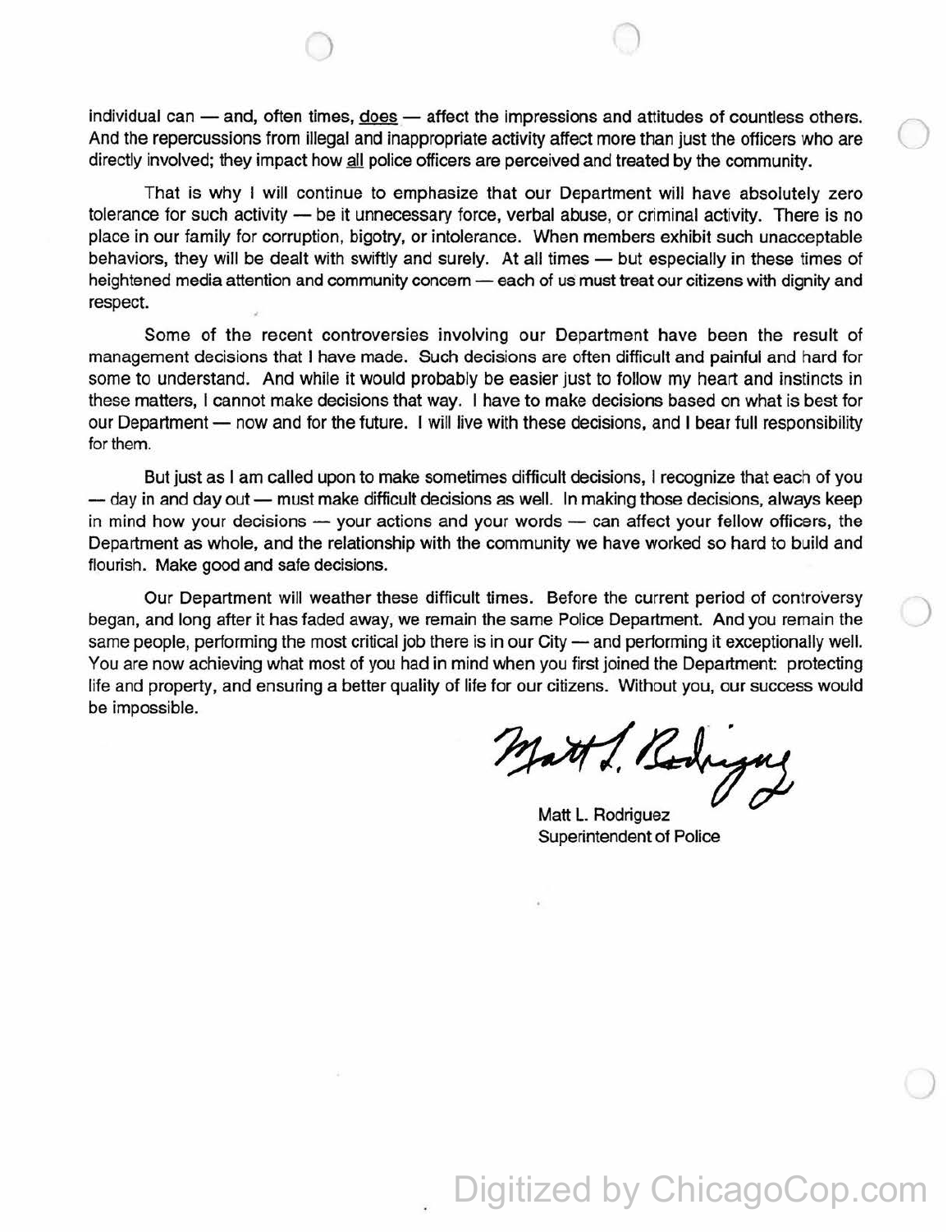individual can — and, often times, <u>does</u> — affect the impressions and attitudes of countless others. And the repercussions from illegal and inappropriate activity affect more than just the officers who are directly involved; they impact how <u>all</u> police officers are perceived and treated by the community.

That is why I will continue to emphasize that our Department will have absolutely zero tolerance for such activity — be it unnecessary force, verbal abuse, or criminal activity. There is no place in our family for corruption, bigotry, or intolerance. When members exhibit such unacceptable behaviors, they will be dealt with swiftly and surely. At all times — but especially in these times of heightened media attention and community concern — each of us must treat our citizens with dignity and respect.

Some of the recent controversies involving our Department have been the result of management decisions that I have made. Such decisions are often difficult and painful and hard for some to understand. And while it would probably be easier just to follow my heart and instincts in these matters, I cannot make decisions that way. I have to make decisions based on what is best for our Department — now and for the future. I will live with these decisions, and I bear full responsibility for them.

But just as I am called upon to make sometimes difficult decisions, I recognize that each of you — day in and day out — must make difficult decisions as well. In making those decisions, always keep in mind how your decisions — your actions and your words — can affect your fellow officers, the Department as whole, and the relationship with the community we have worked so hard to build and flourish. Make good and safe decisions.

Our Department will weather these difficult times. Before the current period of controversy began, and long after it has faded away, we remain the same Police Department. And you remain the same people, performing the most critical job there is in our City — and performing it exceptionally well. You are now achieving what most of you had in mind when you first joined the Department: protecting life and property, and ensuring a better quality of life for our citizens. Without you, our success would be impossible.

Matt L. Rodriguez
Superintendent of Police